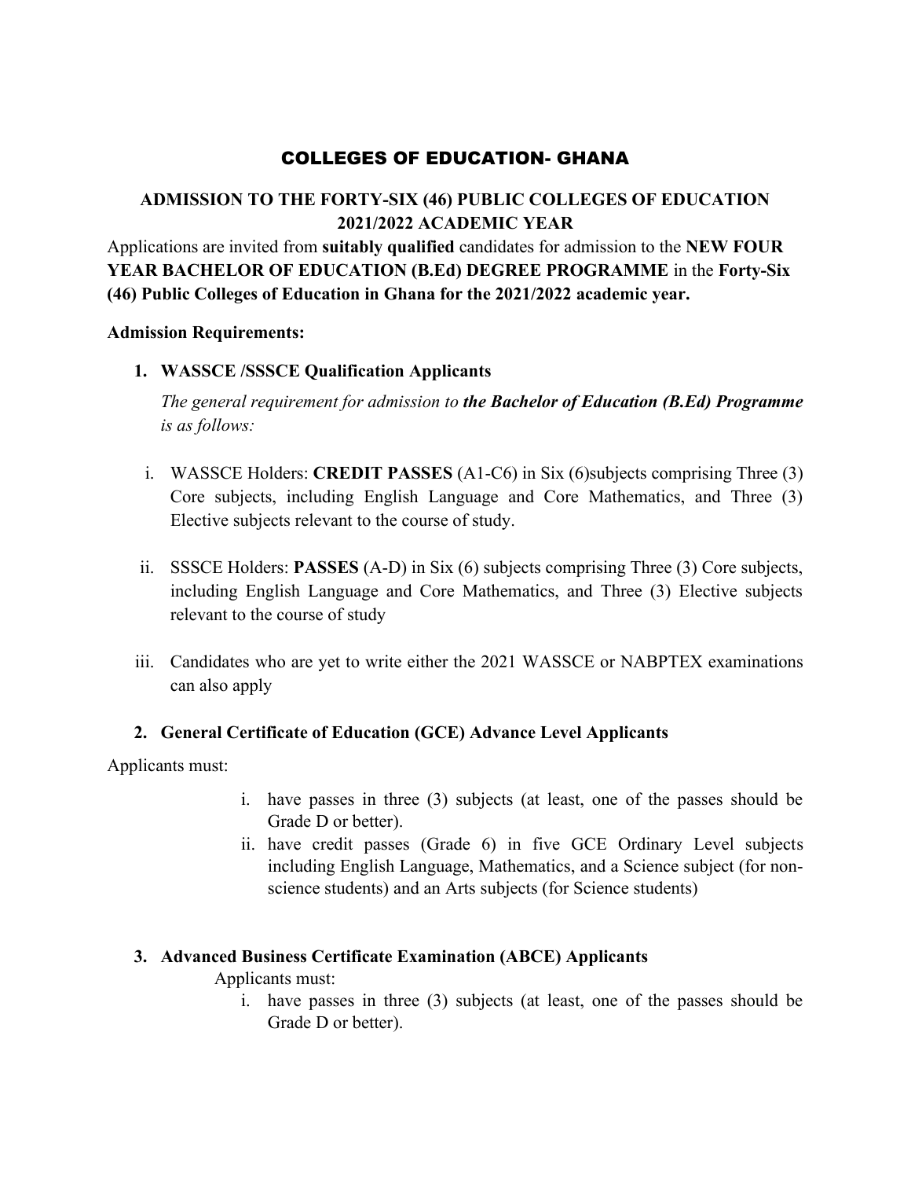# COLLEGES OF EDUCATION- GHANA

## ADMISSION TO THE FORTY-SIX (46) PUBLIC COLLEGES OF EDUCATION 2021/2022 ACADEMIC YEAR

Applications are invited from **suitably qualified** candidates for admission to the **NEW FOUR YEAR BACHELOR OF EDUCATION (B.Ed) DEGREE PROGRAMME** in the **Forty-Six (46) Public Colleges of Education in Ghana for the 2021/2022 academic year.**

**Admission Requirements:**

1. **WASSCE /SSSCE Qualification Applicants**

   *The general requirement for admission to **the Bachelor of Education (B.Ed) Programme** is as follows:*

   i. WASSCE Holders: **CREDIT PASSES** (A1-C6) in Six (6)subjects comprising Three (3) Core subjects, including English Language and Core Mathematics, and Three (3) Elective subjects relevant to the course of study.

   ii. SSSCE Holders: **PASSES** (A-D) in Six (6) subjects comprising Three (3) Core subjects, including English Language and Core Mathematics, and Three (3) Elective subjects relevant to the course of study

   iii. Candidates who are yet to write either the 2021 WASSCE or NABPTEX examinations can also apply

2. **General Certificate of Education (GCE) Advance Level Applicants**

Applicants must:

i. have passes in three (3) subjects (at least, one of the passes should be Grade D or better).

ii. have credit passes (Grade 6) in five GCE Ordinary Level subjects including English Language, Mathematics, and a Science subject (for non-science students) and an Arts subjects (for Science students)

3. **Advanced Business Certificate Examination (ABCE) Applicants**

   Applicants must:

   i. have passes in three (3) subjects (at least, one of the passes should be Grade D or better).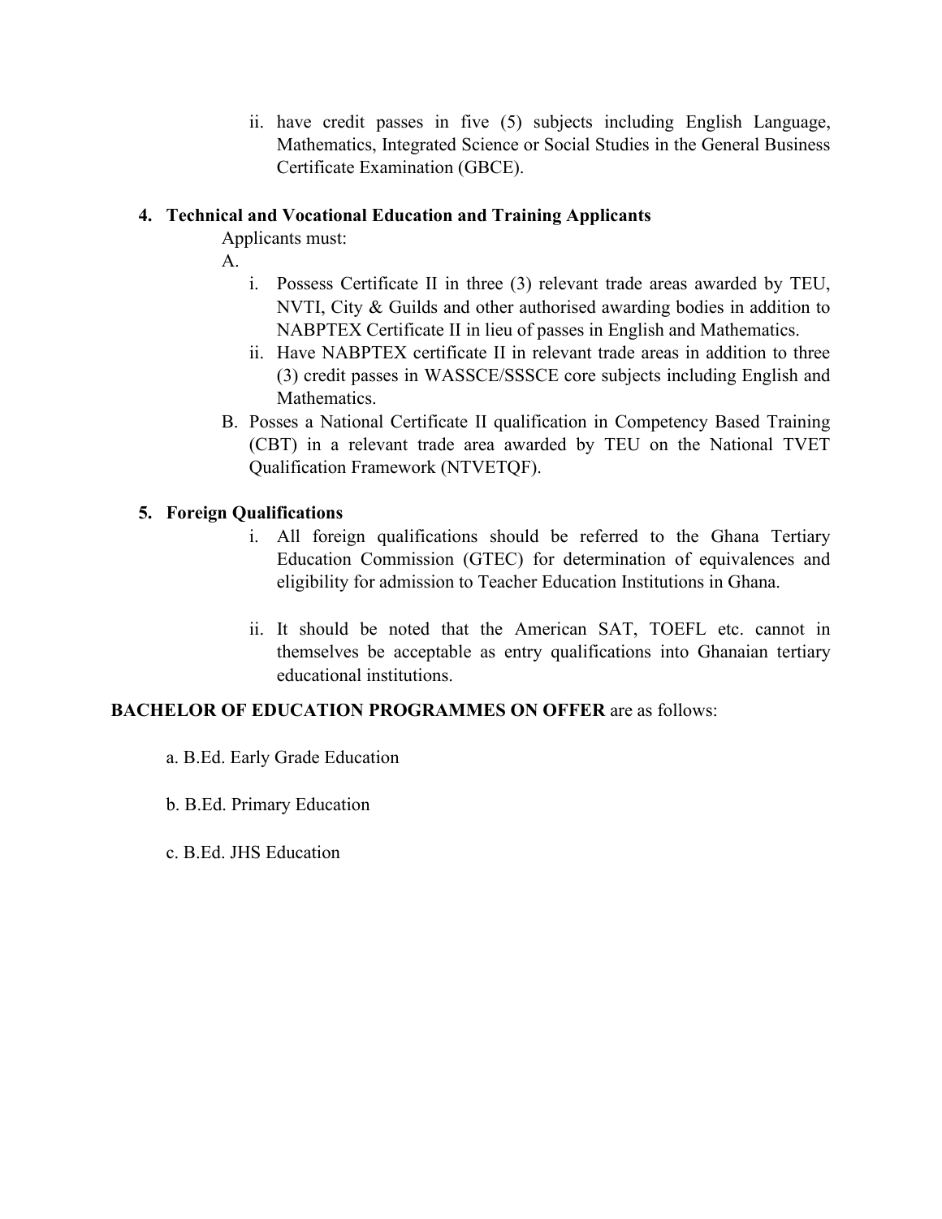ii. have credit passes in five (5) subjects including English Language, Mathematics, Integrated Science or Social Studies in the General Business Certificate Examination (GBCE).

**4. Technical and Vocational Education and Training Applicants**

Applicants must:

A.

i. Possess Certificate II in three (3) relevant trade areas awarded by TEU, NVTI, City & Guilds and other authorised awarding bodies in addition to NABPTEX Certificate II in lieu of passes in English and Mathematics.

ii. Have NABPTEX certificate II in relevant trade areas in addition to three (3) credit passes in WASSCE/SSSCE core subjects including English and Mathematics.

B. Posses a National Certificate II qualification in Competency Based Training (CBT) in a relevant trade area awarded by TEU on the National TVET Qualification Framework (NTVETQF).

**5. Foreign Qualifications**

i. All foreign qualifications should be referred to the Ghana Tertiary Education Commission (GTEC) for determination of equivalences and eligibility for admission to Teacher Education Institutions in Ghana.

ii. It should be noted that the American SAT, TOEFL etc. cannot in themselves be acceptable as entry qualifications into Ghanaian tertiary educational institutions.

**BACHELOR OF EDUCATION PROGRAMMES ON OFFER** are as follows:

a. B.Ed. Early Grade Education

b. B.Ed. Primary Education

c. B.Ed. JHS Education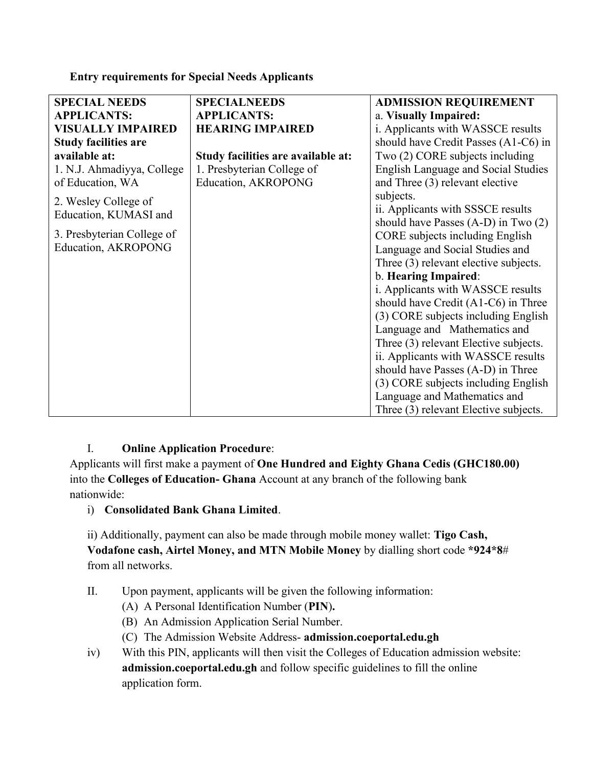**Entry requirements for Special Needs Applicants**

| **SPECIAL NEEDS APPLICANTS: VISUALLY IMPAIRED** | **SPECIALNEEDS APPLICANTS: HEARING IMPAIRED** | **ADMISSION REQUIREMENT** |
|---|---|---|
| **Study facilities are available at:**<br>1. N.J. Ahmadiyya, College of Education, WA<br>2. Wesley College of Education, KUMASI and<br>3. Presbyterian College of Education, AKROPONG | **Study facilities are available at:**<br>1. Presbyterian College of Education, AKROPONG | a. **Visually Impaired:**<br>i. Applicants with WASSCE results should have Credit Passes (A1-C6) in Two (2) CORE subjects including English Language and Social Studies and Three (3) relevant elective subjects.<br>ii. Applicants with SSSCE results should have Passes (A-D) in Two (2) CORE subjects including English Language and Social Studies and Three (3) relevant elective subjects.<br>b. **Hearing Impaired**:<br>i. Applicants with WASSCE results should have Credit (A1-C6) in Three (3) CORE subjects including English Language and Mathematics and Three (3) relevant Elective subjects.<br>ii. Applicants with WASSCE results should have Passes (A-D) in Three (3) CORE subjects including English Language and Mathematics and Three (3) relevant Elective subjects. |

I. **Online Application Procedure**:

Applicants will first make a payment of **One Hundred and Eighty Ghana Cedis (GHC180.00)** into the **Colleges of Education- Ghana** Account at any branch of the following bank nationwide:

i) **Consolidated Bank Ghana Limited**.

ii) Additionally, payment can also be made through mobile money wallet: **Tigo Cash, Vodafone cash, Airtel Money, and MTN Mobile Money** by dialling short code **\*924\*8**# from all networks.

II. Upon payment, applicants will be given the following information:

(A) A Personal Identification Number (**PIN**).

(B) An Admission Application Serial Number.

(C) The Admission Website Address- **admission.coeportal.edu.gh**

iv) With this PIN, applicants will then visit the Colleges of Education admission website: **admission.coeportal.edu.gh** and follow specific guidelines to fill the online application form.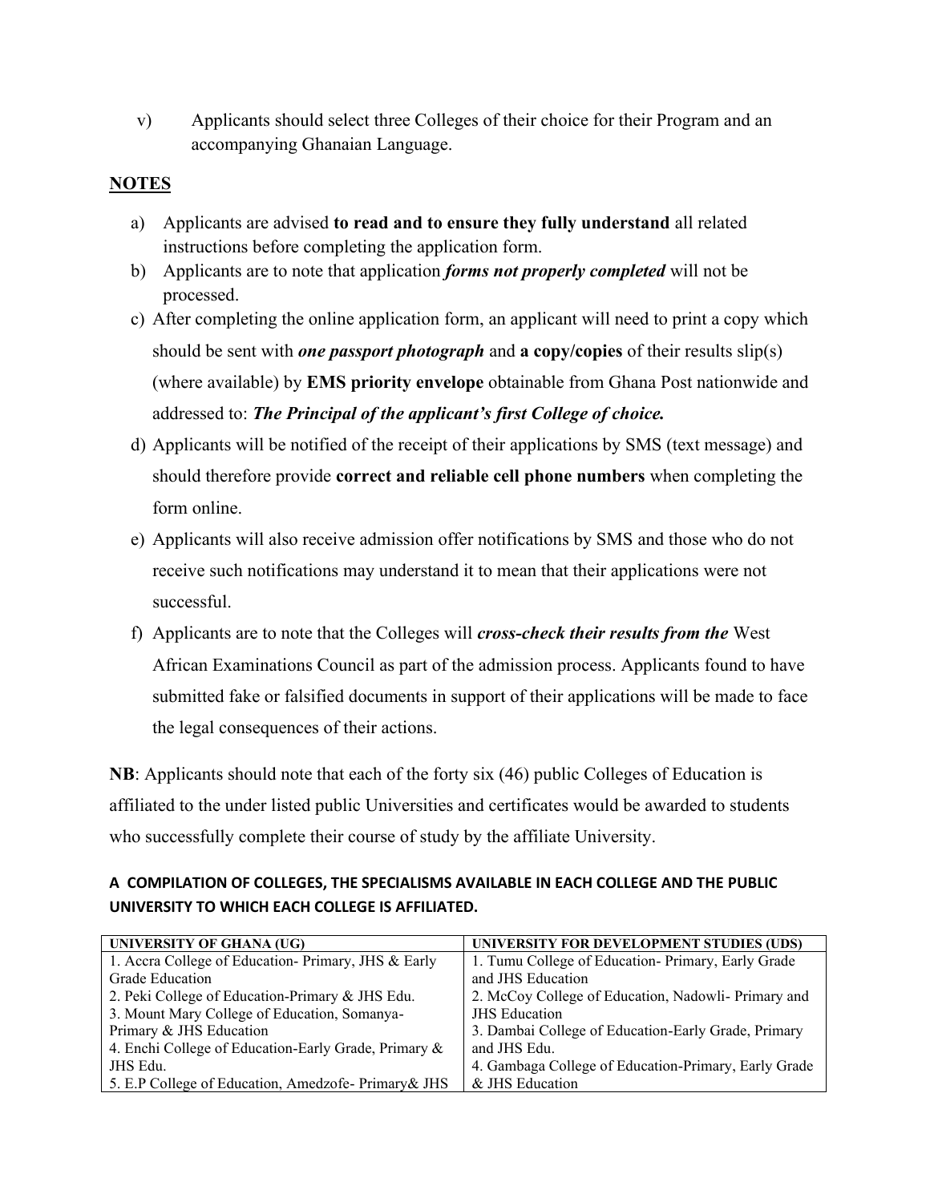v) Applicants should select three Colleges of their choice for their Program and an accompanying Ghanaian Language.

**NOTES**

a) Applicants are advised **to read and to ensure they fully understand** all related instructions before completing the application form.
b) Applicants are to note that application ***forms not properly completed*** will not be processed.
c) After completing the online application form, an applicant will need to print a copy which should be sent with ***one passport photograph*** and **a copy/copies** of their results slip(s) (where available) by **EMS priority envelope** obtainable from Ghana Post nationwide and addressed to: ***The Principal of the applicant's first College of choice.***
d) Applicants will be notified of the receipt of their applications by SMS (text message) and should therefore provide **correct and reliable cell phone numbers** when completing the form online.
e) Applicants will also receive admission offer notifications by SMS and those who do not receive such notifications may understand it to mean that their applications were not successful.
f) Applicants are to note that the Colleges will ***cross-check their results from the*** West African Examinations Council as part of the admission process. Applicants found to have submitted fake or falsified documents in support of their applications will be made to face the legal consequences of their actions.

**NB**: Applicants should note that each of the forty six (46) public Colleges of Education is affiliated to the under listed public Universities and certificates would be awarded to students who successfully complete their course of study by the affiliate University.

**A COMPILATION OF COLLEGES, THE SPECIALISMS AVAILABLE IN EACH COLLEGE AND THE PUBLIC UNIVERSITY TO WHICH EACH COLLEGE IS AFFILIATED.**

| UNIVERSITY OF GHANA (UG) | UNIVERSITY FOR DEVELOPMENT STUDIES (UDS) |
|---|---|
| 1. Accra College of Education- Primary, JHS & Early Grade Education | 1. Tumu College of Education- Primary, Early Grade and JHS Education |
| 2. Peki College of Education-Primary & JHS Edu. | 2. McCoy College of Education, Nadowli- Primary and JHS Education |
| 3. Mount Mary College of Education, Somanya- Primary & JHS Education | 3. Dambai College of Education-Early Grade, Primary and JHS Edu. |
| 4. Enchi College of Education-Early Grade, Primary & JHS Edu. | 4. Gambaga College of Education-Primary, Early Grade & JHS Education |
| 5. E.P College of Education, Amedzofe- Primary& JHS | |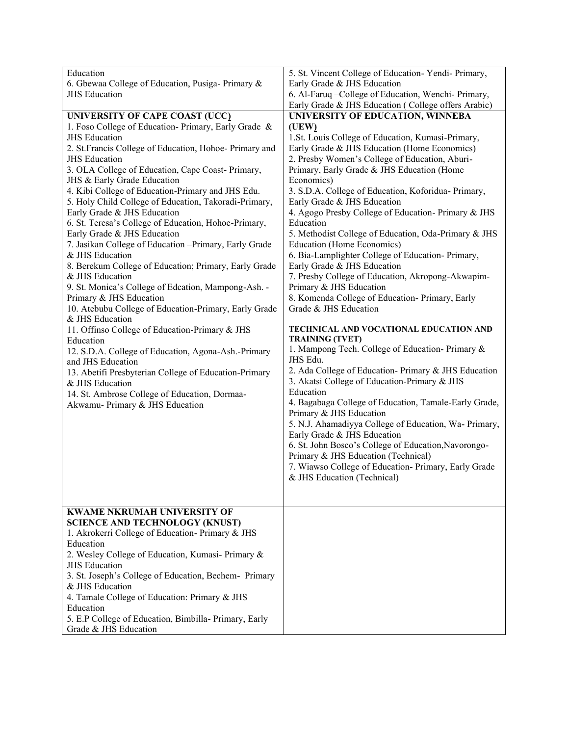| | |
|---|---|
| Education<br>6. Gbewaa College of Education, Pusiga- Primary & JHS Education | 5. St. Vincent College of Education- Yendi- Primary, Early Grade & JHS Education<br>6. Al-Faruq –College of Education, Wenchi- Primary, Early Grade & JHS Education ( College offers Arabic) |
| **UNIVERSITY OF CAPE COAST (UCC)**<br>1. Foso College of Education- Primary, Early Grade & JHS Education<br>2. St.Francis College of Education, Hohoe- Primary and JHS Education<br>3. OLA College of Education, Cape Coast- Primary, JHS & Early Grade Education<br>4. Kibi College of Education-Primary and JHS Edu.<br>5. Holy Child College of Education, Takoradi-Primary, Early Grade & JHS Education<br>6. St. Teresa's College of Education, Hohoe-Primary, Early Grade & JHS Education<br>7. Jasikan College of Education –Primary, Early Grade & JHS Education<br>8. Berekum College of Education; Primary, Early Grade & JHS Education<br>9. St. Monica's College of Edcation, Mampong-Ash. - Primary & JHS Education<br>10. Atebubu College of Education-Primary, Early Grade & JHS Education<br>11. Offinso College of Education-Primary & JHS Education<br>12. S.D.A. College of Education, Agona-Ash.-Primary and JHS Education<br>13. Abetifi Presbyterian College of Education-Primary & JHS Education<br>14. St. Ambrose College of Education, Dormaa-Akwamu- Primary & JHS Education | **UNIVERSITY OF EDUCATION, WINNEBA (UEW)**<br>1.St. Louis College of Education, Kumasi-Primary, Early Grade & JHS Education (Home Economics)<br>2. Presby Women's College of Education, Aburi-Primary, Early Grade & JHS Education (Home Economics)<br>3. S.D.A. College of Education, Koforidua- Primary, Early Grade & JHS Education<br>4. Agogo Presby College of Education- Primary & JHS Education<br>5. Methodist College of Education, Oda-Primary & JHS Education (Home Economics)<br>6. Bia-Lamplighter College of Education- Primary, Early Grade & JHS Education<br>7. Presby College of Education, Akropong-Akwapim-Primary & JHS Education<br>8. Komenda College of Education- Primary, Early Grade & JHS Education<br><br>**TECHNICAL AND VOCATIONAL EDUCATION AND TRAINING (TVET)**<br>1. Mampong Tech. College of Education- Primary & JHS Edu.<br>2. Ada College of Education- Primary & JHS Education<br>3. Akatsi College of Education-Primary & JHS Education<br>4. Bagabaga College of Education, Tamale-Early Grade, Primary & JHS Education<br>5. N.J. Ahamadiyya College of Education, Wa- Primary, Early Grade & JHS Education<br>6. St. John Bosco's College of Education,Navorongo-Primary & JHS Education (Technical)<br>7. Wiawso College of Education- Primary, Early Grade & JHS Education (Technical) |
| **KWAME NKRUMAH UNIVERSITY OF SCIENCE AND TECHNOLOGY (KNUST)**<br>1. Akrokerri College of Education- Primary & JHS Education<br>2. Wesley College of Education, Kumasi- Primary & JHS Education<br>3. St. Joseph's College of Education, Bechem- Primary & JHS Education<br>4. Tamale College of Education: Primary & JHS Education<br>5. E.P College of Education, Bimbilla- Primary, Early Grade & JHS Education | |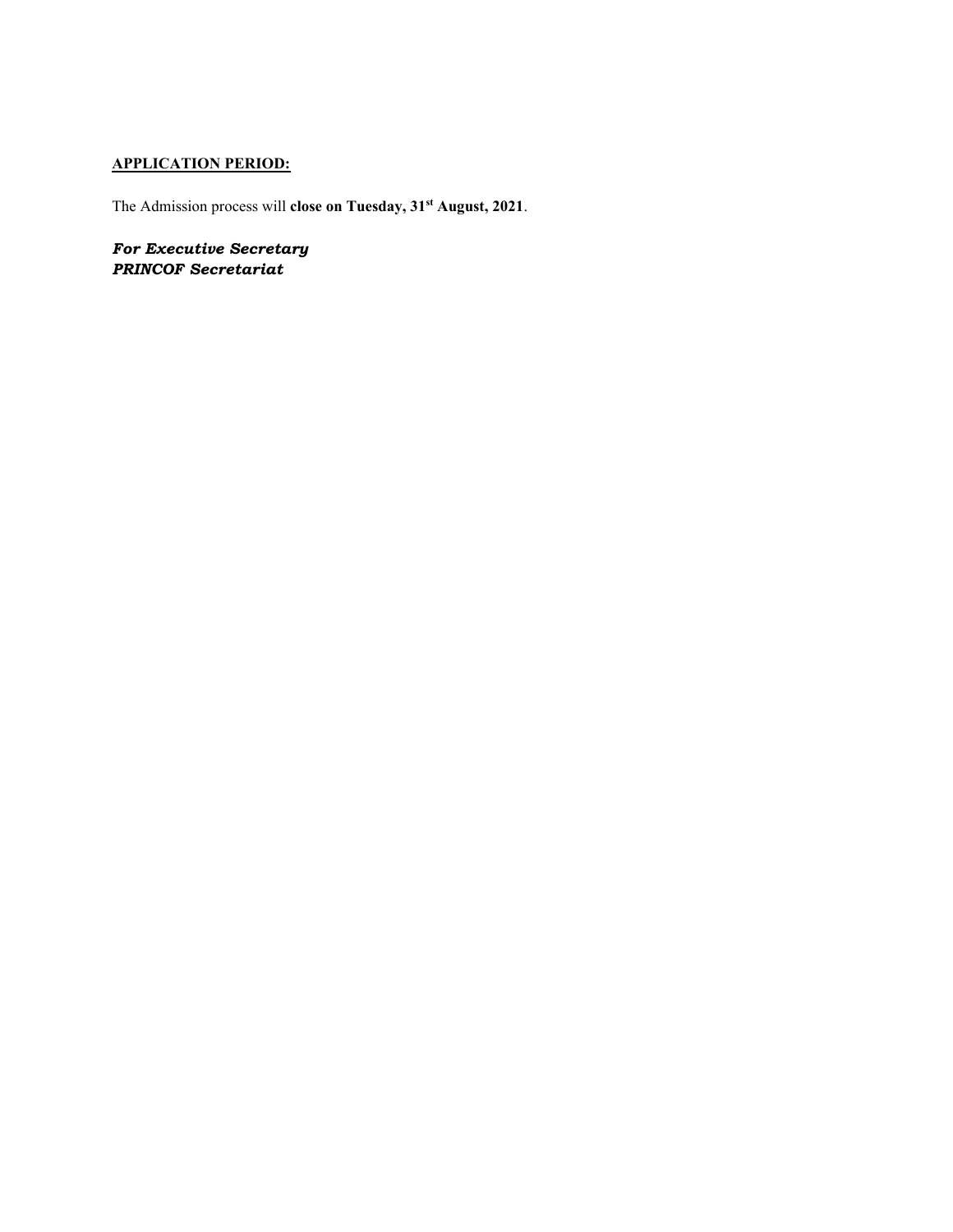**<u>APPLICATION PERIOD:</u>**

The Admission process will **close on Tuesday, 31st August, 2021**.

***For Executive Secretary***
***PRINCOF Secretariat***